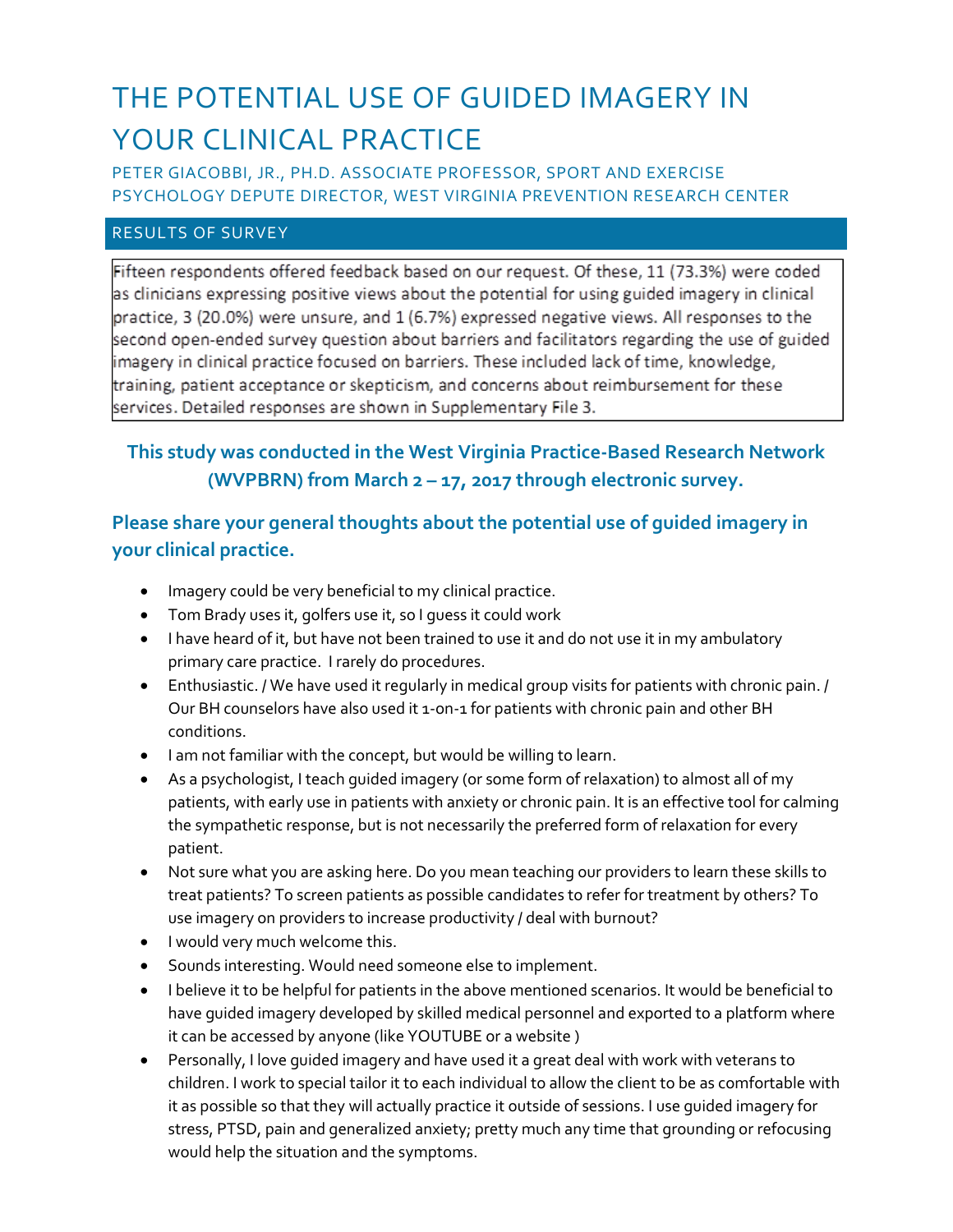# THE POTENTIAL USE OF GUIDED IMAGERY IN YOUR CLINICAL PRACTICE

PETER GIACOBBI, JR., PH.D. ASSOCIATE PROFESSOR, SPORT AND EXERCISE PSYCHOLOGY DEPUTE DIRECTOR, WEST VIRGINIA PREVENTION RESEARCH CENTER

## RESULTS OF SURVEY

Fifteen respondents offered feedback based on our request. Of these, 11 (73.3%) were coded as clinicians expressing positive views about the potential for using guided imagery in clinical practice, 3 (20.0%) were unsure, and 1 (6.7%) expressed negative views. All responses to the second open-ended survey question about barriers and facilitators regarding the use of guided imagery in clinical practice focused on barriers. These included lack of time, knowledge, training, patient acceptance or skepticism, and concerns about reimbursement for these services. Detailed responses are shown in Supplementary File 3.

**This study was conducted in the West Virginia Practice-Based Research Network (WVPBRN) from March 2 – 17, 2017 through electronic survey.**

### Please share your general thoughts about the potential use of guided imagery in your clinical practice.

- Imagery could be very beneficial to my clinical practice.
- Tom Brady uses it, golfers use it, so I guess it could work
- I have heard of it, but have not been trained to use it and do not use it in my ambulatory primary care practice. I rarely do procedures.
- Enthusiastic. / We have used it regularly in medical group visits for patients with chronic pain. / Our BH counselors have also used it 1-on-1 for patients with chronic pain and other BH conditions.
- I am not familiar with the concept, but would be willing to learn.
- As a psychologist, I teach guided imagery (or some form of relaxation) to almost all of my patients, with early use in patients with anxiety or chronic pain. It is an effective tool for calming the sympathetic response, but is not necessarily the preferred form of relaxation for every patient.
- Not sure what you are asking here. Do you mean teaching our providers to learn these skills to treat patients? To screen patients as possible candidates to refer for treatment by others? To use imagery on providers to increase productivity / deal with burnout?
- I would very much welcome this.
- Sounds interesting. Would need someone else to implement.
- I believe it to be helpful for patients in the above mentioned scenarios. It would be beneficial to have guided imagery developed by skilled medical personnel and exported to a platform where it can be accessed by anyone (like YOUTUBE or a website )
- Personally, I love guided imagery and have used it a great deal with work with veterans to children. I work to special tailor it to each individual to allow the client to be as comfortable with it as possible so that they will actually practice it outside of sessions. I use guided imagery for stress, PTSD, pain and generalized anxiety; pretty much any time that grounding or refocusing would help the situation and the symptoms.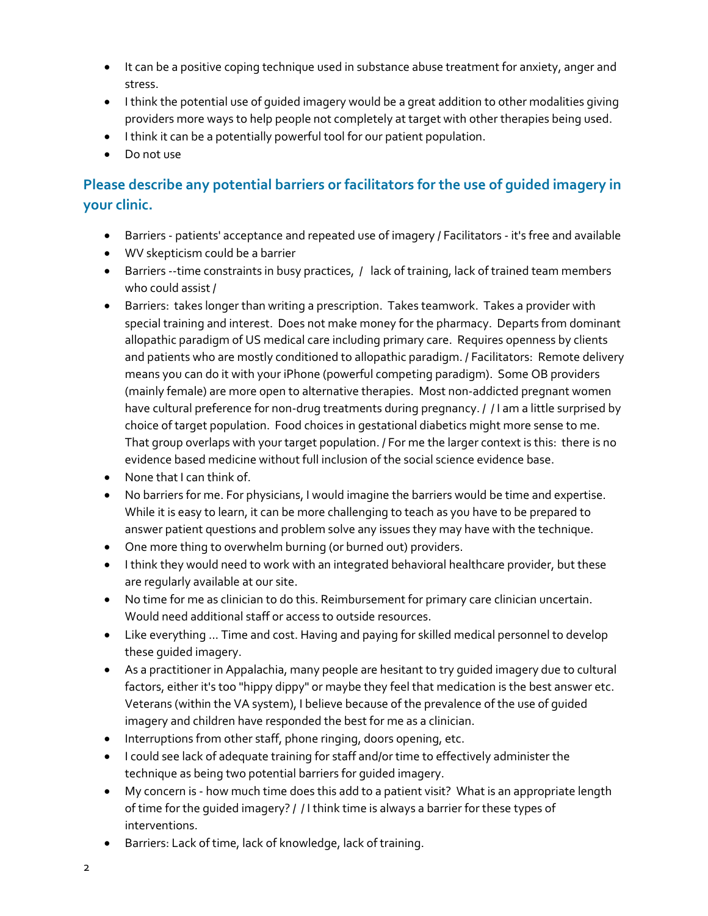- It can be a positive coping technique used in substance abuse treatment for anxiety, anger and stress.
- I think the potential use of guided imagery would be a great addition to other modalities giving providers more ways to help people not completely at target with other therapies being used.
- I think it can be a potentially powerful tool for our patient population.
- Do not use

### Please describe any potential barriers or facilitators for the use of guided imagery in your clinic.

- Barriers - patients' acceptance and repeated use of imagery / Facilitators - it's free and available
- WV skepticism could be a barrier
- Barriers --time constraints in busy practices, / lack of training, lack of trained team members who could assist /
- Barriers: takes longer than writing a prescription. Takes teamwork. Takes a provider with special training and interest. Does not make money for the pharmacy. Departs from dominant allopathic paradigm of US medical care including primary care. Requires openness by clients and patients who are mostly conditioned to allopathic paradigm. / Facilitators: Remote delivery means you can do it with your iPhone (powerful competing paradigm). Some OB providers (mainly female) are more open to alternative therapies. Most non-addicted pregnant women have cultural preference for non-drug treatments during pregnancy. / / I am a little surprised by choice of target population. Food choices in gestational diabetics might more sense to me. That group overlaps with your target population. / For me the larger context is this: there is no evidence based medicine without full inclusion of the social science evidence base.
- None that I can think of.
- No barriers for me. For physicians, I would imagine the barriers would be time and expertise. While it is easy to learn, it can be more challenging to teach as you have to be prepared to answer patient questions and problem solve any issues they may have with the technique.
- One more thing to overwhelm burning (or burned out) providers.
- I think they would need to work with an integrated behavioral healthcare provider, but these are regularly available at our site.
- No time for me as clinician to do this. Reimbursement for primary care clinician uncertain. Would need additional staff or access to outside resources.
- Like everything ... Time and cost. Having and paying for skilled medical personnel to develop these guided imagery.
- As a practitioner in Appalachia, many people are hesitant to try guided imagery due to cultural factors, either it's too "hippy dippy" or maybe they feel that medication is the best answer etc. Veterans (within the VA system), I believe because of the prevalence of the use of guided imagery and children have responded the best for me as a clinician.
- Interruptions from other staff, phone ringing, doors opening, etc.
- I could see lack of adequate training for staff and/or time to effectively administer the technique as being two potential barriers for guided imagery.
- My concern is - how much time does this add to a patient visit? What is an appropriate length of time for the guided imagery? / / I think time is always a barrier for these types of interventions.
- Barriers: Lack of time, lack of knowledge, lack of training.